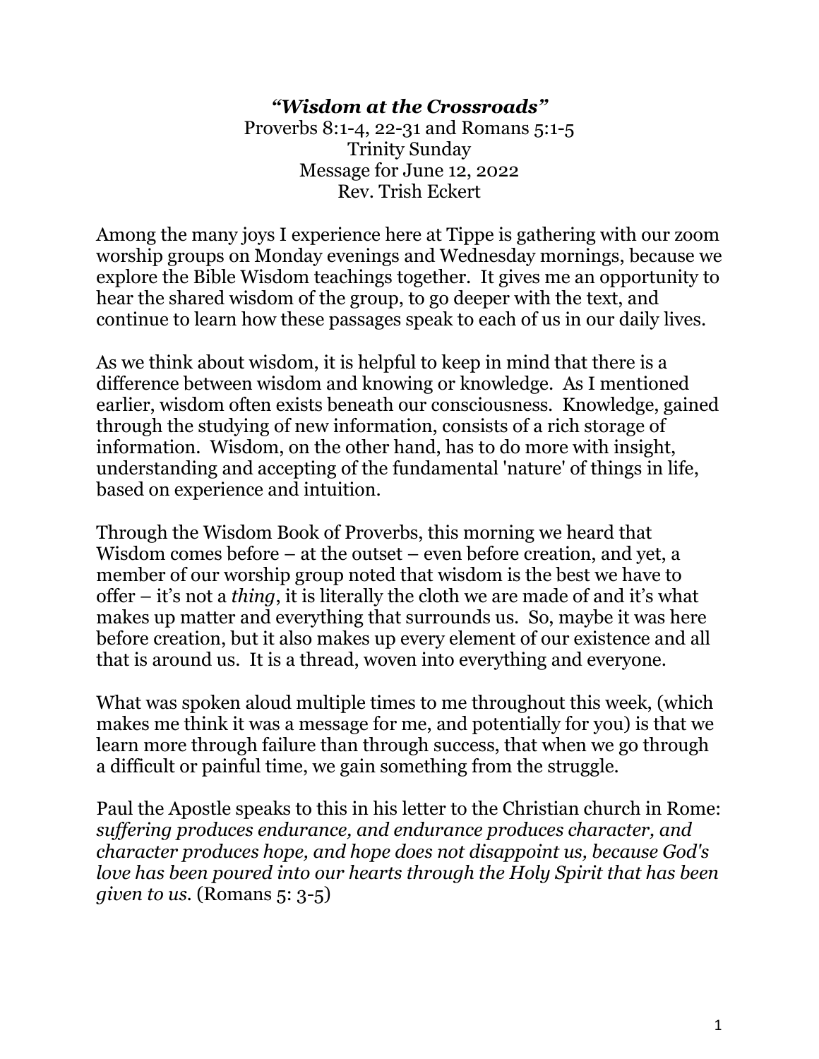***"Wisdom at the Crossroads"***

Proverbs 8:1-4, 22-31 and Romans 5:1-5
Trinity Sunday
Message for June 12, 2022
Rev. Trish Eckert

Among the many joys I experience here at Tippe is gathering with our zoom worship groups on Monday evenings and Wednesday mornings, because we explore the Bible Wisdom teachings together. It gives me an opportunity to hear the shared wisdom of the group, to go deeper with the text, and continue to learn how these passages speak to each of us in our daily lives.

As we think about wisdom, it is helpful to keep in mind that there is a difference between wisdom and knowing or knowledge. As I mentioned earlier, wisdom often exists beneath our consciousness. Knowledge, gained through the studying of new information, consists of a rich storage of information. Wisdom, on the other hand, has to do more with insight, understanding and accepting of the fundamental 'nature' of things in life, based on experience and intuition.

Through the Wisdom Book of Proverbs, this morning we heard that Wisdom comes before – at the outset – even before creation, and yet, a member of our worship group noted that wisdom is the best we have to offer – it's not a *thing*, it is literally the cloth we are made of and it's what makes up matter and everything that surrounds us. So, maybe it was here before creation, but it also makes up every element of our existence and all that is around us. It is a thread, woven into everything and everyone.

What was spoken aloud multiple times to me throughout this week, (which makes me think it was a message for me, and potentially for you) is that we learn more through failure than through success, that when we go through a difficult or painful time, we gain something from the struggle.

Paul the Apostle speaks to this in his letter to the Christian church in Rome: *suffering produces endurance, and endurance produces character, and character produces hope, and hope does not disappoint us, because God's love has been poured into our hearts through the Holy Spirit that has been given to us.* (Romans 5: 3-5)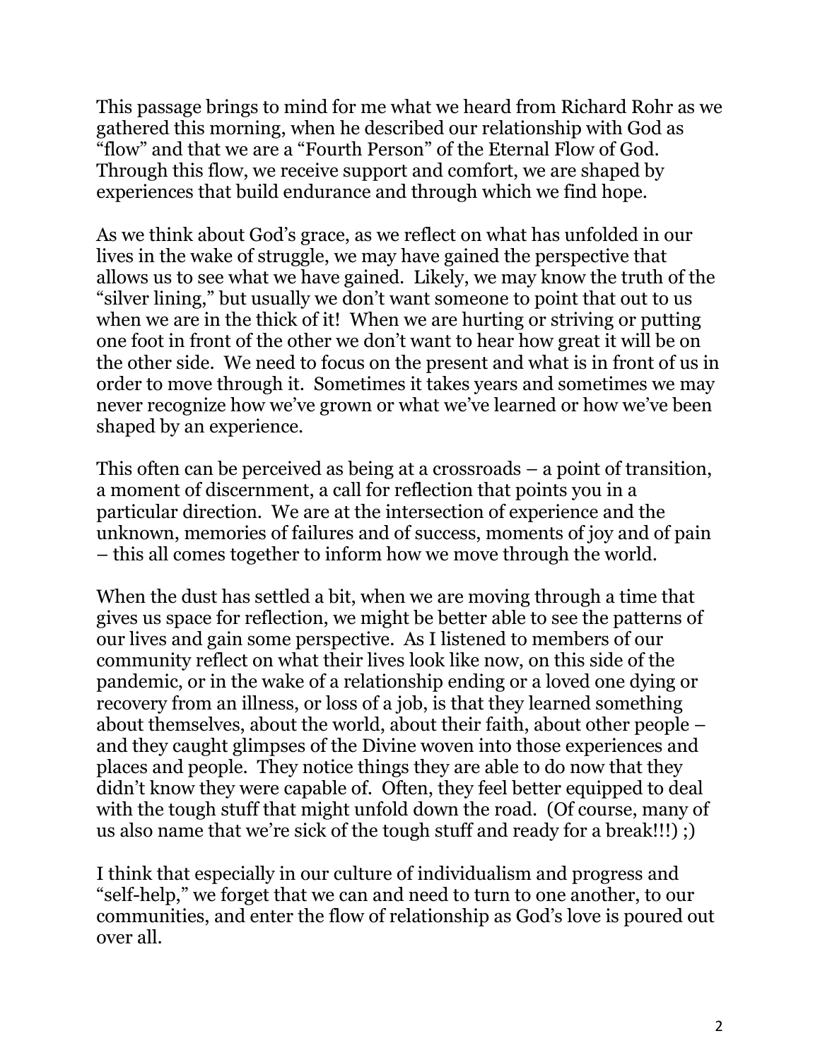This passage brings to mind for me what we heard from Richard Rohr as we gathered this morning, when he described our relationship with God as "flow" and that we are a "Fourth Person" of the Eternal Flow of God. Through this flow, we receive support and comfort, we are shaped by experiences that build endurance and through which we find hope.

As we think about God's grace, as we reflect on what has unfolded in our lives in the wake of struggle, we may have gained the perspective that allows us to see what we have gained. Likely, we may know the truth of the "silver lining," but usually we don't want someone to point that out to us when we are in the thick of it! When we are hurting or striving or putting one foot in front of the other we don't want to hear how great it will be on the other side. We need to focus on the present and what is in front of us in order to move through it. Sometimes it takes years and sometimes we may never recognize how we've grown or what we've learned or how we've been shaped by an experience.

This often can be perceived as being at a crossroads – a point of transition, a moment of discernment, a call for reflection that points you in a particular direction. We are at the intersection of experience and the unknown, memories of failures and of success, moments of joy and of pain – this all comes together to inform how we move through the world.

When the dust has settled a bit, when we are moving through a time that gives us space for reflection, we might be better able to see the patterns of our lives and gain some perspective. As I listened to members of our community reflect on what their lives look like now, on this side of the pandemic, or in the wake of a relationship ending or a loved one dying or recovery from an illness, or loss of a job, is that they learned something about themselves, about the world, about their faith, about other people – and they caught glimpses of the Divine woven into those experiences and places and people. They notice things they are able to do now that they didn't know they were capable of. Often, they feel better equipped to deal with the tough stuff that might unfold down the road. (Of course, many of us also name that we're sick of the tough stuff and ready for a break!!!) ;)

I think that especially in our culture of individualism and progress and "self-help," we forget that we can and need to turn to one another, to our communities, and enter the flow of relationship as God's love is poured out over all.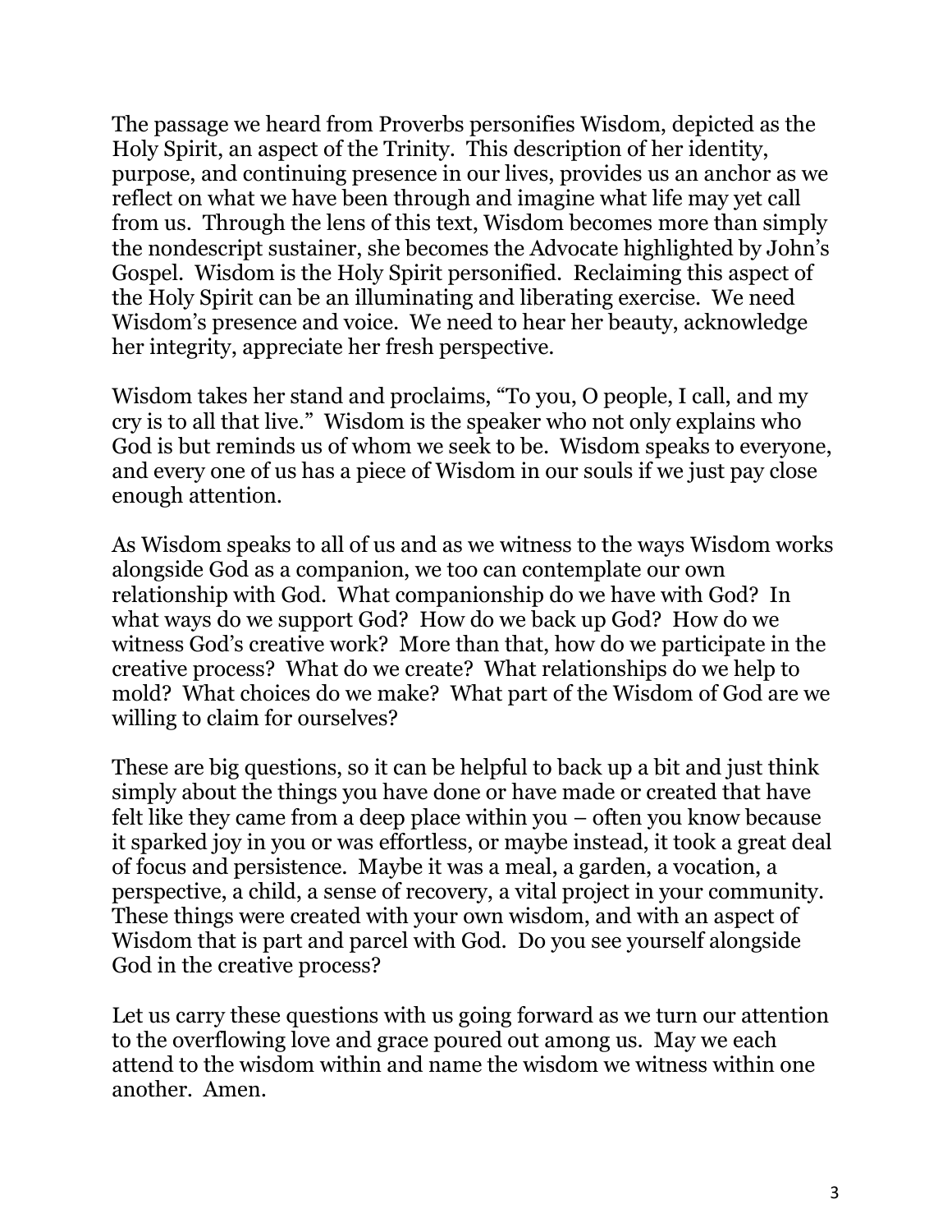The passage we heard from Proverbs personifies Wisdom, depicted as the Holy Spirit, an aspect of the Trinity. This description of her identity, purpose, and continuing presence in our lives, provides us an anchor as we reflect on what we have been through and imagine what life may yet call from us. Through the lens of this text, Wisdom becomes more than simply the nondescript sustainer, she becomes the Advocate highlighted by John's Gospel. Wisdom is the Holy Spirit personified. Reclaiming this aspect of the Holy Spirit can be an illuminating and liberating exercise. We need Wisdom's presence and voice. We need to hear her beauty, acknowledge her integrity, appreciate her fresh perspective.

Wisdom takes her stand and proclaims, "To you, O people, I call, and my cry is to all that live." Wisdom is the speaker who not only explains who God is but reminds us of whom we seek to be. Wisdom speaks to everyone, and every one of us has a piece of Wisdom in our souls if we just pay close enough attention.

As Wisdom speaks to all of us and as we witness to the ways Wisdom works alongside God as a companion, we too can contemplate our own relationship with God. What companionship do we have with God? In what ways do we support God? How do we back up God? How do we witness God's creative work? More than that, how do we participate in the creative process? What do we create? What relationships do we help to mold? What choices do we make? What part of the Wisdom of God are we willing to claim for ourselves?

These are big questions, so it can be helpful to back up a bit and just think simply about the things you have done or have made or created that have felt like they came from a deep place within you – often you know because it sparked joy in you or was effortless, or maybe instead, it took a great deal of focus and persistence. Maybe it was a meal, a garden, a vocation, a perspective, a child, a sense of recovery, a vital project in your community. These things were created with your own wisdom, and with an aspect of Wisdom that is part and parcel with God. Do you see yourself alongside God in the creative process?

Let us carry these questions with us going forward as we turn our attention to the overflowing love and grace poured out among us. May we each attend to the wisdom within and name the wisdom we witness within one another. Amen.